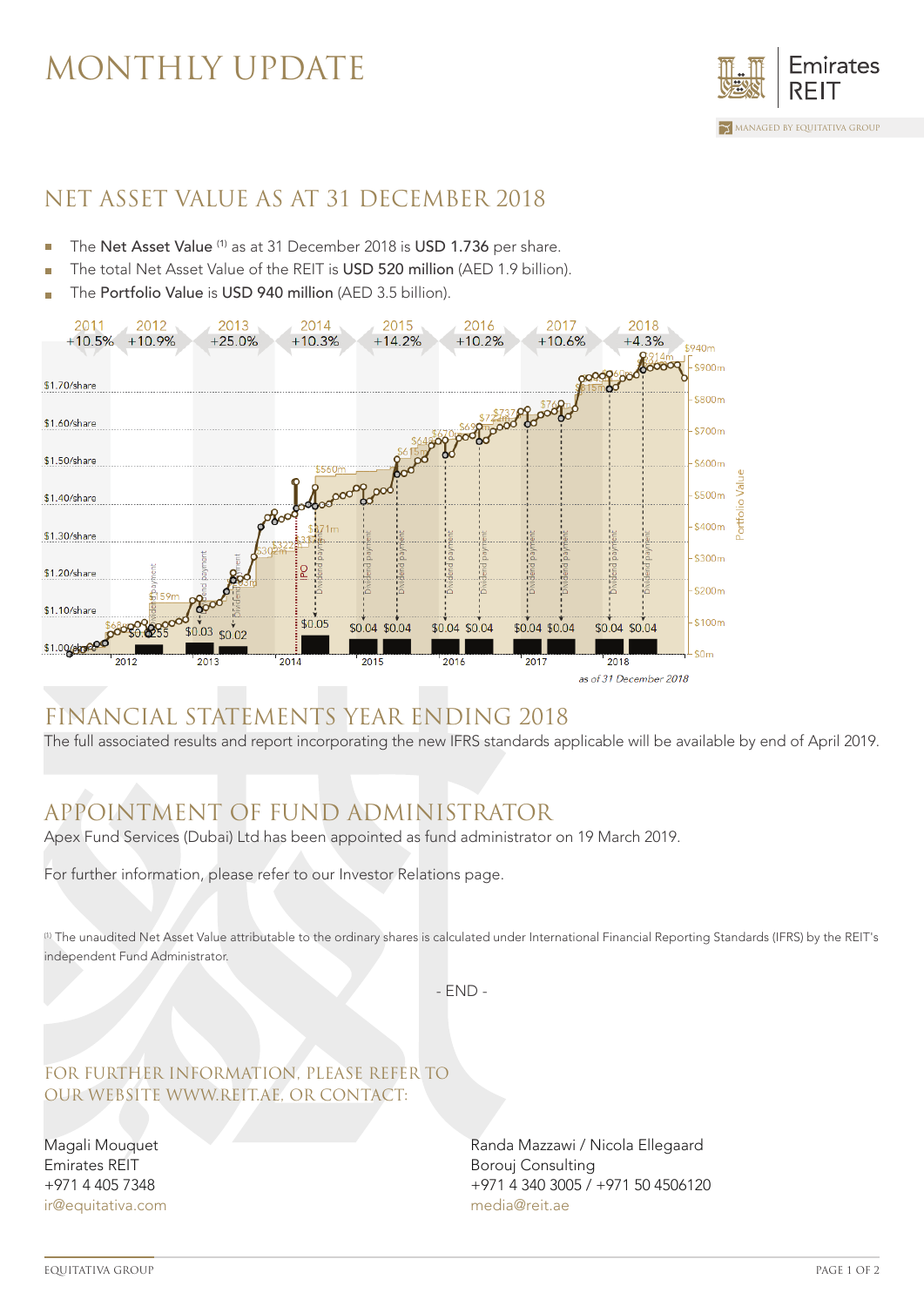# MONTHLY UPDATE

Emirates REIT

MANAGED BY EQUITATIVA GROUP

## NET ASSET VALUE AS AT 31 DECEMBER 2018

- The **Net Asset Value** [1] as at 31 December 2018 is **USD 1.736** per share.
- The total Net Asset Value of the REIT is **USD 520 million** (AED 1.9 billion).
- The **Portfolio Value** is **USD 940 million** (AED 3.5 billion).

*as of 31 December 2018*

## FINANCIAL STATEMENTS YEAR ENDING 2018

The full associated results and report incorporating the new IFRS standards applicable will be available by end of April 2019.

## APPOINTMENT OF FUND ADMINISTRATOR

Apex Fund Services (Dubai) Ltd has been appointed as fund administrator on 19 March 2019.

For further information, please refer to our Investor Relations page.

[1] The unaudited Net Asset Value attributable to the ordinary shares is calculated under International Financial Reporting Standards (IFRS) by the REIT's independent Fund Administrator.

- END -

### FOR FURTHER INFORMATION, PLEASE REFER TO OUR WEBSITE WWW.REIT.AE, OR CONTACT:

Magali Mouquet
Emirates REIT
+971 4 405 7348
ir@equitativa.com

Randa Mazzawi / Nicola Ellegaard
Borouj Consulting
+971 4 340 3005 / +971 50 4506120
media@reit.ae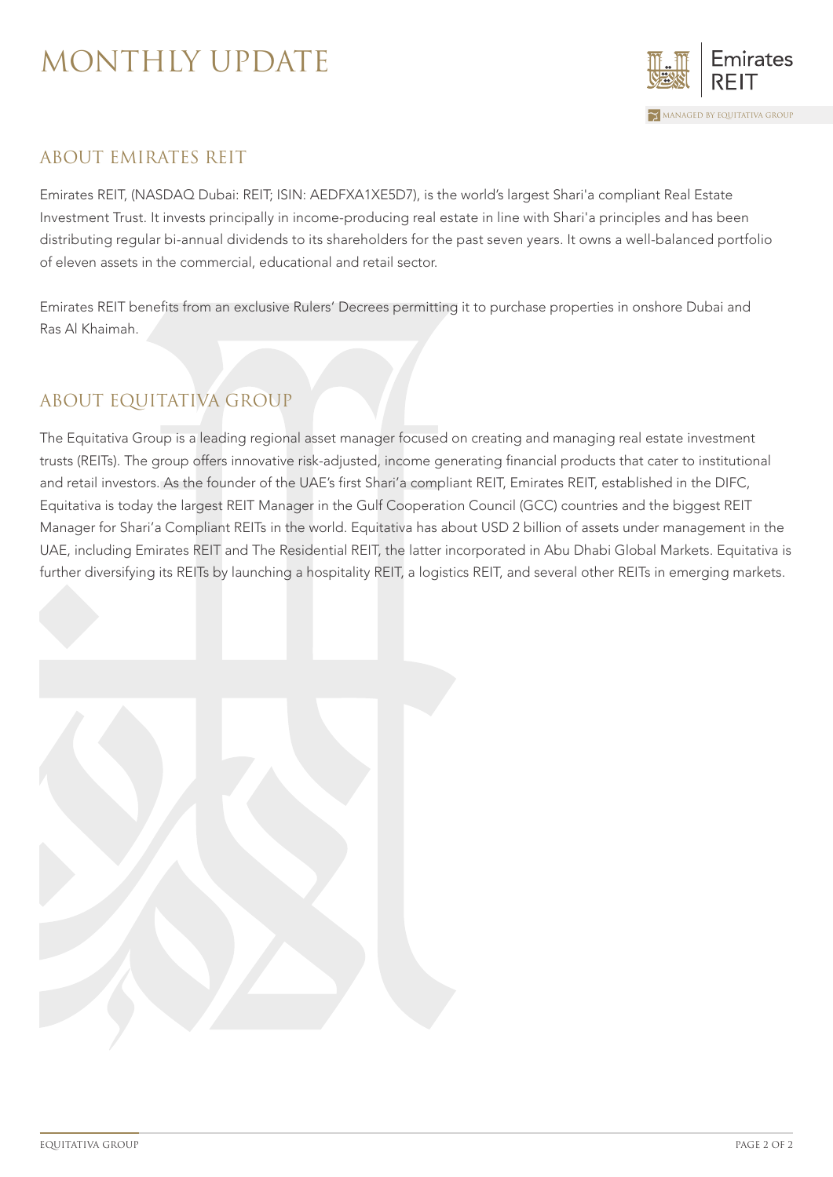# MONTHLY UPDATE

## ABOUT EMIRATES REIT

Emirates REIT, (NASDAQ Dubai: REIT; ISIN: AEDFXA1XE5D7), is the world's largest Shari'a compliant Real Estate Investment Trust. It invests principally in income-producing real estate in line with Shari'a principles and has been distributing regular bi-annual dividends to its shareholders for the past seven years. It owns a well-balanced portfolio of eleven assets in the commercial, educational and retail sector.

Emirates REIT benefits from an exclusive Rulers' Decrees permitting it to purchase properties in onshore Dubai and Ras Al Khaimah.

## ABOUT EQUITATIVA GROUP

The Equitativa Group is a leading regional asset manager focused on creating and managing real estate investment trusts (REITs). The group offers innovative risk-adjusted, income generating financial products that cater to institutional and retail investors. As the founder of the UAE's first Shari'a compliant REIT, Emirates REIT, established in the DIFC, Equitativa is today the largest REIT Manager in the Gulf Cooperation Council (GCC) countries and the biggest REIT Manager for Shari'a Compliant REITs in the world. Equitativa has about USD 2 billion of assets under management in the UAE, including Emirates REIT and The Residential REIT, the latter incorporated in Abu Dhabi Global Markets. Equitativa is further diversifying its REITs by launching a hospitality REIT, a logistics REIT, and several other REITs in emerging markets.